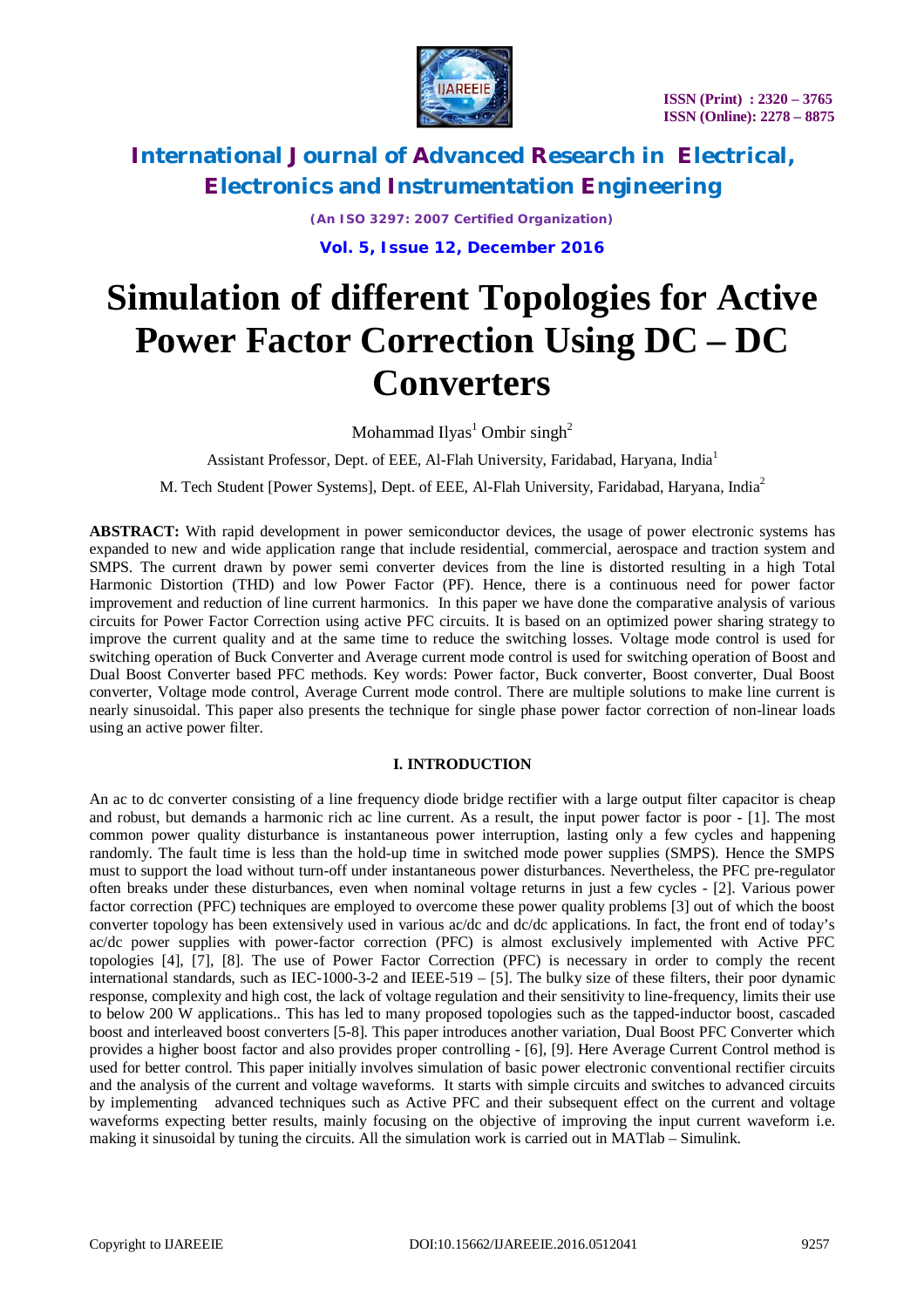# Simulation of different Topologies for Active Power Factor Correction Using DC – DC Converters

Mohammad Ilyas[1] Ombir singh[2]

Assistant Professor, Dept. of EEE, Al-Flah University, Faridabad, Haryana, India[1]

M. Tech Student [Power Systems], Dept. of EEE, Al-Flah University, Faridabad, Haryana, India[2]

**ABSTRACT:** With rapid development in power semiconductor devices, the usage of power electronic systems has expanded to new and wide application range that include residential, commercial, aerospace and traction system and SMPS. The current drawn by power semi converter devices from the line is distorted resulting in a high Total Harmonic Distortion (THD) and low Power Factor (PF). Hence, there is a continuous need for power factor improvement and reduction of line current harmonics. In this paper we have done the comparative analysis of various circuits for Power Factor Correction using active PFC circuits. It is based on an optimized power sharing strategy to improve the current quality and at the same time to reduce the switching losses. Voltage mode control is used for switching operation of Buck Converter and Average current mode control is used for switching operation of Boost and Dual Boost Converter based PFC methods. Key words: Power factor, Buck converter, Boost converter, Dual Boost converter, Voltage mode control, Average Current mode control. There are multiple solutions to make line current is nearly sinusoidal. This paper also presents the technique for single phase power factor correction of non-linear loads using an active power filter.

## I. INTRODUCTION

An ac to dc converter consisting of a line frequency diode bridge rectifier with a large output filter capacitor is cheap and robust, but demands a harmonic rich ac line current. As a result, the input power factor is poor - [1]. The most common power quality disturbance is instantaneous power interruption, lasting only a few cycles and happening randomly. The fault time is less than the hold-up time in switched mode power supplies (SMPS). Hence the SMPS must to support the load without turn-off under instantaneous power disturbances. Nevertheless, the PFC pre-regulator often breaks under these disturbances, even when nominal voltage returns in just a few cycles - [2]. Various power factor correction (PFC) techniques are employed to overcome these power quality problems [3] out of which the boost converter topology has been extensively used in various ac/dc and dc/dc applications. In fact, the front end of today's ac/dc power supplies with power-factor correction (PFC) is almost exclusively implemented with Active PFC topologies [4], [7], [8]. The use of Power Factor Correction (PFC) is necessary in order to comply the recent international standards, such as IEC-1000-3-2 and IEEE-519 – [5]. The bulky size of these filters, their poor dynamic response, complexity and high cost, the lack of voltage regulation and their sensitivity to line-frequency, limits their use to below 200 W applications.. This has led to many proposed topologies such as the tapped-inductor boost, cascaded boost and interleaved boost converters [5-8]. This paper introduces another variation, Dual Boost PFC Converter which provides a higher boost factor and also provides proper controlling - [6], [9]. Here Average Current Control method is used for better control. This paper initially involves simulation of basic power electronic conventional rectifier circuits and the analysis of the current and voltage waveforms. It starts with simple circuits and switches to advanced circuits by implementing advanced techniques such as Active PFC and their subsequent effect on the current and voltage waveforms expecting better results, mainly focusing on the objective of improving the input current waveform i.e. making it sinusoidal by tuning the circuits. All the simulation work is carried out in MATlab – Simulink.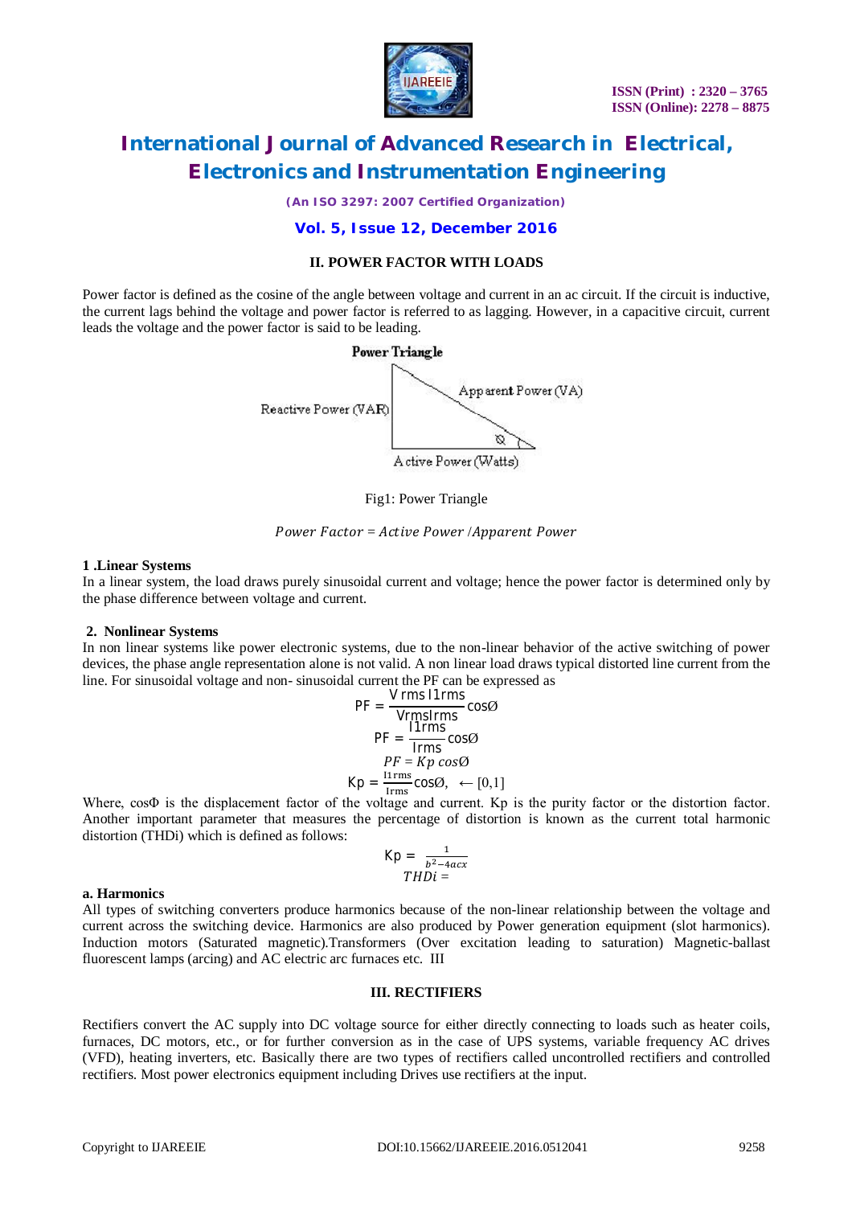## II. POWER FACTOR WITH LOADS

Power factor is defined as the cosine of the angle between voltage and current in an ac circuit. If the circuit is inductive, the current lags behind the voltage and power factor is referred to as lagging. However, in a capacitive circuit, current leads the voltage and the power factor is said to be leading.

Power Triangle

Reactive Power (VAR)

Apparent Power (VA)

Ø

Active Power (Watts)

Fig1: Power Triangle

$$Power\ Factor = Active\ Power\ /Apparent\ Power$$

**1 .Linear Systems**

In a linear system, the load draws purely sinusoidal current and voltage; hence the power factor is determined only by the phase difference between voltage and current.

**2. Nonlinear Systems**

In non linear systems like power electronic systems, due to the non-linear behavior of the active switching of power devices, the phase angle representation alone is not valid. A non linear load draws typical distorted line current from the line. For sinusoidal voltage and non- sinusoidal current the PF can be expressed as

$$\mathrm{PF} = \frac{\mathrm{V\,rms\,I1rms}}{\mathrm{VrmsIrms}} \cos\emptyset$$

$$\mathrm{PF} = \frac{\mathrm{I1rms}}{\mathrm{Irms}} \cos\emptyset$$

$$PF = Kp\ cos\emptyset$$

$$\mathrm{Kp} = \frac{\mathrm{I1rms}}{\mathrm{Irms}} \cos\emptyset, \ \leftarrow [0,1]$$

Where, cosΦ is the displacement factor of the voltage and current. Kp is the purity factor or the distortion factor. Another important parameter that measures the percentage of distortion is known as the current total harmonic distortion (THDi) which is defined as follows:

$$\mathrm{Kp} = \frac{1}{b^2 - 4acx}$$

$$THDi =$$

**a. Harmonics**

All types of switching converters produce harmonics because of the non-linear relationship between the voltage and current across the switching device. Harmonics are also produced by Power generation equipment (slot harmonics). Induction motors (Saturated magnetic).Transformers (Over excitation leading to saturation) Magnetic-ballast fluorescent lamps (arcing) and AC electric arc furnaces etc. III

## III. RECTIFIERS

Rectifiers convert the AC supply into DC voltage source for either directly connecting to loads such as heater coils, furnaces, DC motors, etc., or for further conversion as in the case of UPS systems, variable frequency AC drives (VFD), heating inverters, etc. Basically there are two types of rectifiers called uncontrolled rectifiers and controlled rectifiers. Most power electronics equipment including Drives use rectifiers at the input.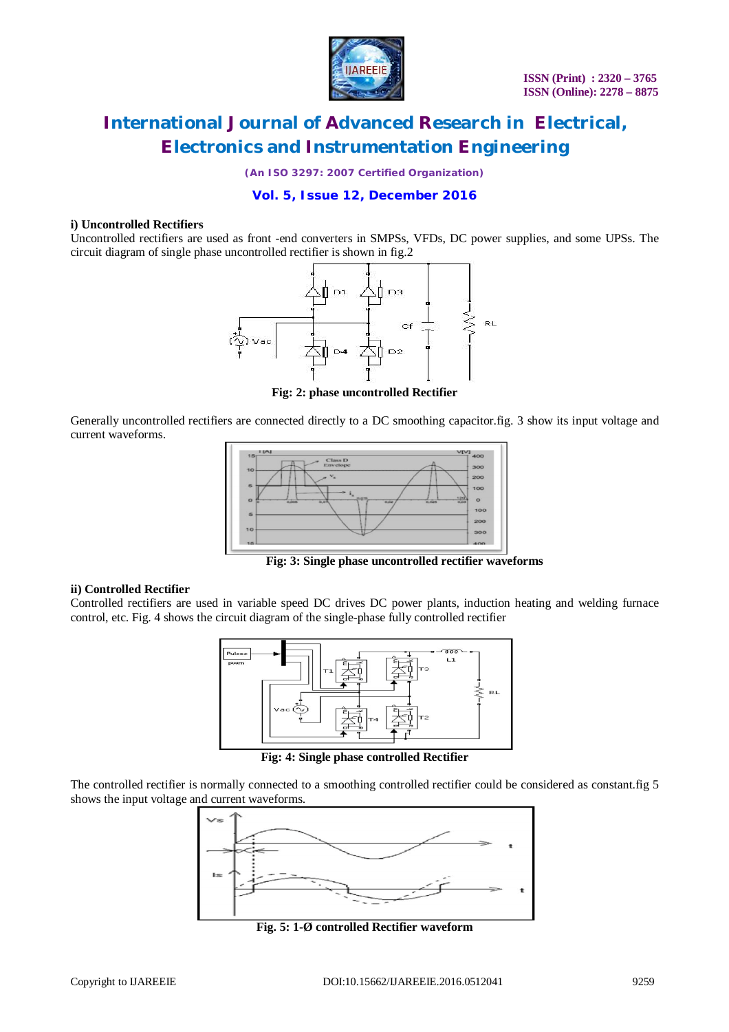**i) Uncontrolled Rectifiers**

Uncontrolled rectifiers are used as front -end converters in SMPSs, VFDs, DC power supplies, and some UPSs. The circuit diagram of single phase uncontrolled rectifier is shown in fig.2

**Fig: 2: phase uncontrolled Rectifier**

Generally uncontrolled rectifiers are connected directly to a DC smoothing capacitor.fig. 3 show its input voltage and current waveforms.

**Fig: 3: Single phase uncontrolled rectifier waveforms**

**ii) Controlled Rectifier**

Controlled rectifiers are used in variable speed DC drives DC power plants, induction heating and welding furnace control, etc. Fig. 4 shows the circuit diagram of the single-phase fully controlled rectifier

**Fig: 4: Single phase controlled Rectifier**

The controlled rectifier is normally connected to a smoothing controlled rectifier could be considered as constant.fig 5 shows the input voltage and current waveforms.

**Fig. 5: 1-Ø controlled Rectifier waveform**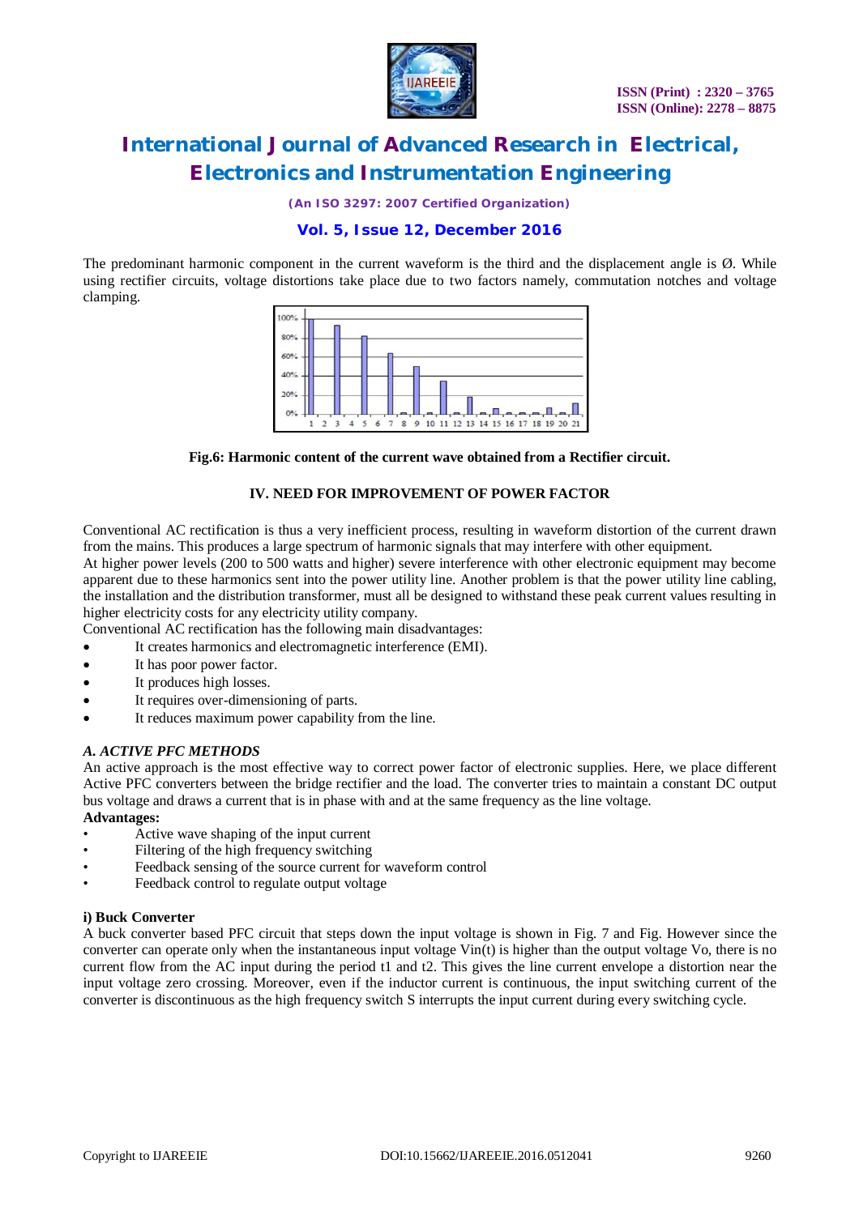The predominant harmonic component in the current waveform is the third and the displacement angle is Ø. While using rectifier circuits, voltage distortions take place due to two factors namely, commutation notches and voltage clamping.

**Fig.6: Harmonic content of the current wave obtained from a Rectifier circuit.**

## IV. NEED FOR IMPROVEMENT OF POWER FACTOR

Conventional AC rectification is thus a very inefficient process, resulting in waveform distortion of the current drawn from the mains. This produces a large spectrum of harmonic signals that may interfere with other equipment.

At higher power levels (200 to 500 watts and higher) severe interference with other electronic equipment may become apparent due to these harmonics sent into the power utility line. Another problem is that the power utility line cabling, the installation and the distribution transformer, must all be designed to withstand these peak current values resulting in higher electricity costs for any electricity utility company.

Conventional AC rectification has the following main disadvantages:

- It creates harmonics and electromagnetic interference (EMI).
- It has poor power factor.
- It produces high losses.
- It requires over-dimensioning of parts.
- It reduces maximum power capability from the line.

### *A. ACTIVE PFC METHODS*

An active approach is the most effective way to correct power factor of electronic supplies. Here, we place different Active PFC converters between the bridge rectifier and the load. The converter tries to maintain a constant DC output bus voltage and draws a current that is in phase with and at the same frequency as the line voltage.

**Advantages:**

- Active wave shaping of the input current
- Filtering of the high frequency switching
- Feedback sensing of the source current for waveform control
- Feedback control to regulate output voltage

#### i) Buck Converter

A buck converter based PFC circuit that steps down the input voltage is shown in Fig. 7 and Fig. However since the converter can operate only when the instantaneous input voltage Vin(t) is higher than the output voltage Vo, there is no current flow from the AC input during the period t1 and t2. This gives the line current envelope a distortion near the input voltage zero crossing. Moreover, even if the inductor current is continuous, the input switching current of the converter is discontinuous as the high frequency switch S interrupts the input current during every switching cycle.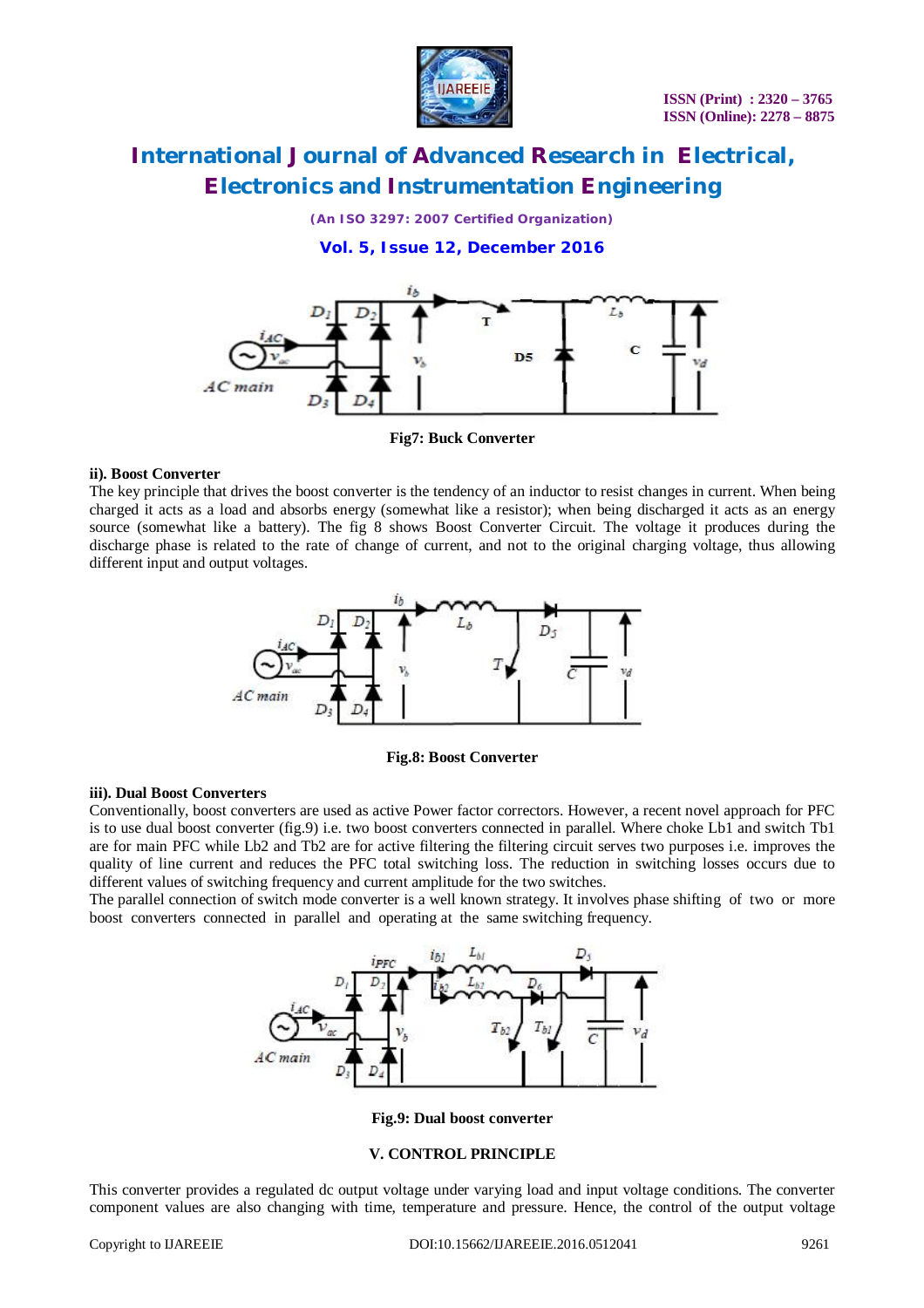Fig7: Buck Converter

**ii). Boost Converter**

The key principle that drives the boost converter is the tendency of an inductor to resist changes in current. When being charged it acts as a load and absorbs energy (somewhat like a resistor); when being discharged it acts as an energy source (somewhat like a battery). The fig 8 shows Boost Converter Circuit. The voltage it produces during the discharge phase is related to the rate of change of current, and not to the original charging voltage, thus allowing different input and output voltages.

Fig.8: Boost Converter

**iii). Dual Boost Converters**

Conventionally, boost converters are used as active Power factor correctors. However, a recent novel approach for PFC is to use dual boost converter (fig.9) i.e. two boost converters connected in parallel. Where choke Lb1 and switch Tb1 are for main PFC while Lb2 and Tb2 are for active filtering the filtering circuit serves two purposes i.e. improves the quality of line current and reduces the PFC total switching loss. The reduction in switching losses occurs due to different values of switching frequency and current amplitude for the two switches.

The parallel connection of switch mode converter is a well known strategy. It involves phase shifting of two or more boost converters connected in parallel and operating at the same switching frequency.

Fig.9: Dual boost converter

## V. CONTROL PRINCIPLE

This converter provides a regulated dc output voltage under varying load and input voltage conditions. The converter component values are also changing with time, temperature and pressure. Hence, the control of the output voltage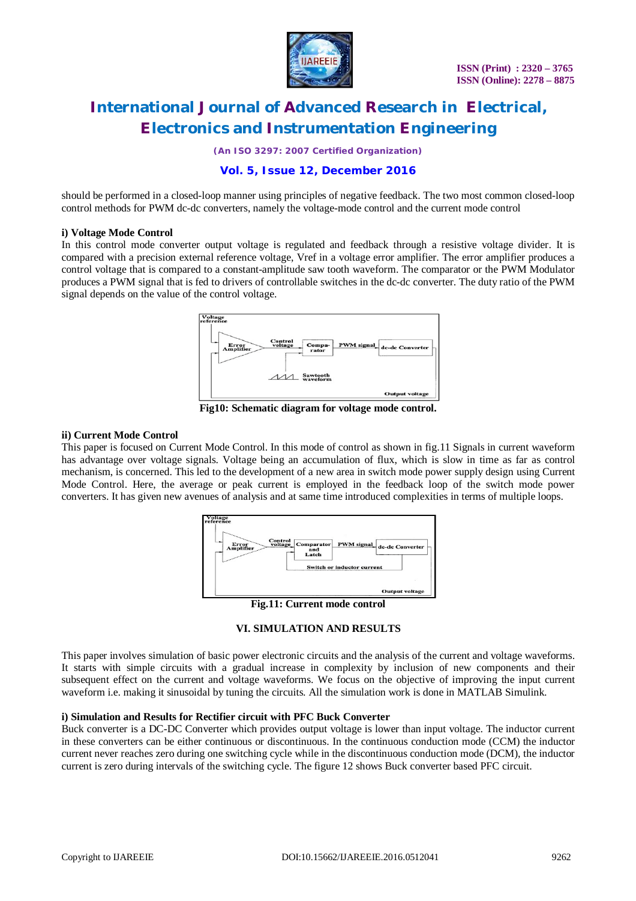should be performed in a closed-loop manner using principles of negative feedback. The two most common closed-loop control methods for PWM dc-dc converters, namely the voltage-mode control and the current mode control

**i) Voltage Mode Control**

In this control mode converter output voltage is regulated and feedback through a resistive voltage divider. It is compared with a precision external reference voltage, Vref in a voltage error amplifier. The error amplifier produces a control voltage that is compared to a constant-amplitude saw tooth waveform. The comparator or the PWM Modulator produces a PWM signal that is fed to drivers of controllable switches in the dc-dc converter. The duty ratio of the PWM signal depends on the value of the control voltage.

**Fig10: Schematic diagram for voltage mode control.**

**ii) Current Mode Control**

This paper is focused on Current Mode Control. In this mode of control as shown in fig.11 Signals in current waveform has advantage over voltage signals. Voltage being an accumulation of flux, which is slow in time as far as control mechanism, is concerned. This led to the development of a new area in switch mode power supply design using Current Mode Control. Here, the average or peak current is employed in the feedback loop of the switch mode power converters. It has given new avenues of analysis and at same time introduced complexities in terms of multiple loops.

**Fig.11: Current mode control**

## VI. SIMULATION AND RESULTS

This paper involves simulation of basic power electronic circuits and the analysis of the current and voltage waveforms. It starts with simple circuits with a gradual increase in complexity by inclusion of new components and their subsequent effect on the current and voltage waveforms. We focus on the objective of improving the input current waveform i.e. making it sinusoidal by tuning the circuits. All the simulation work is done in MATLAB Simulink.

**i) Simulation and Results for Rectifier circuit with PFC Buck Converter**

Buck converter is a DC-DC Converter which provides output voltage is lower than input voltage. The inductor current in these converters can be either continuous or discontinuous. In the continuous conduction mode (CCM) the inductor current never reaches zero during one switching cycle while in the discontinuous conduction mode (DCM), the inductor current is zero during intervals of the switching cycle. The figure 12 shows Buck converter based PFC circuit.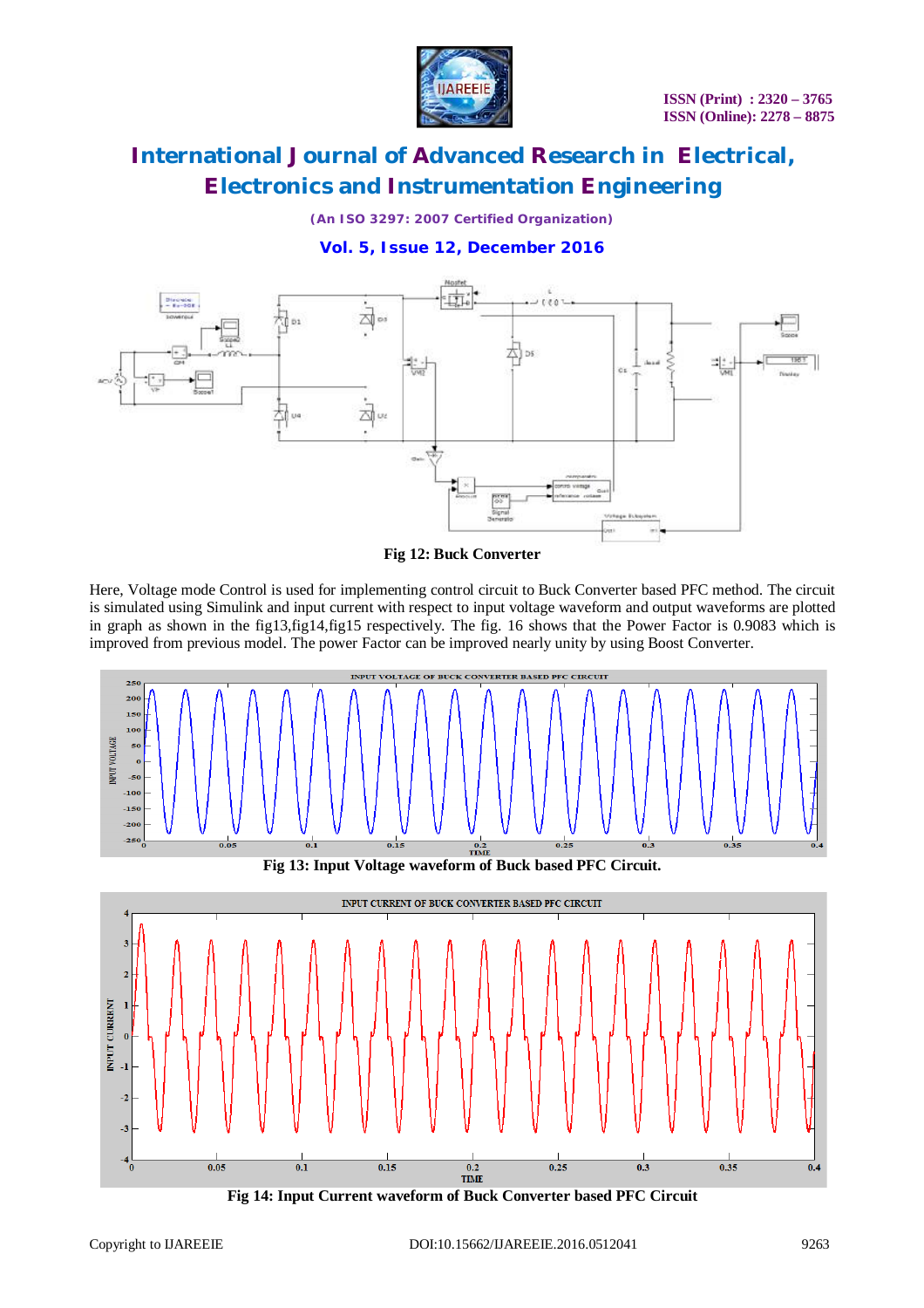Fig 12: Buck Converter

Here, Voltage mode Control is used for implementing control circuit to Buck Converter based PFC method. The circuit is simulated using Simulink and input current with respect to input voltage waveform and output waveforms are plotted in graph as shown in the fig13,fig14,fig15 respectively. The fig. 16 shows that the Power Factor is 0.9083 which is improved from previous model. The power Factor can be improved nearly unity by using Boost Converter.

Fig 13: Input Voltage waveform of Buck based PFC Circuit.

Fig 14: Input Current waveform of Buck Converter based PFC Circuit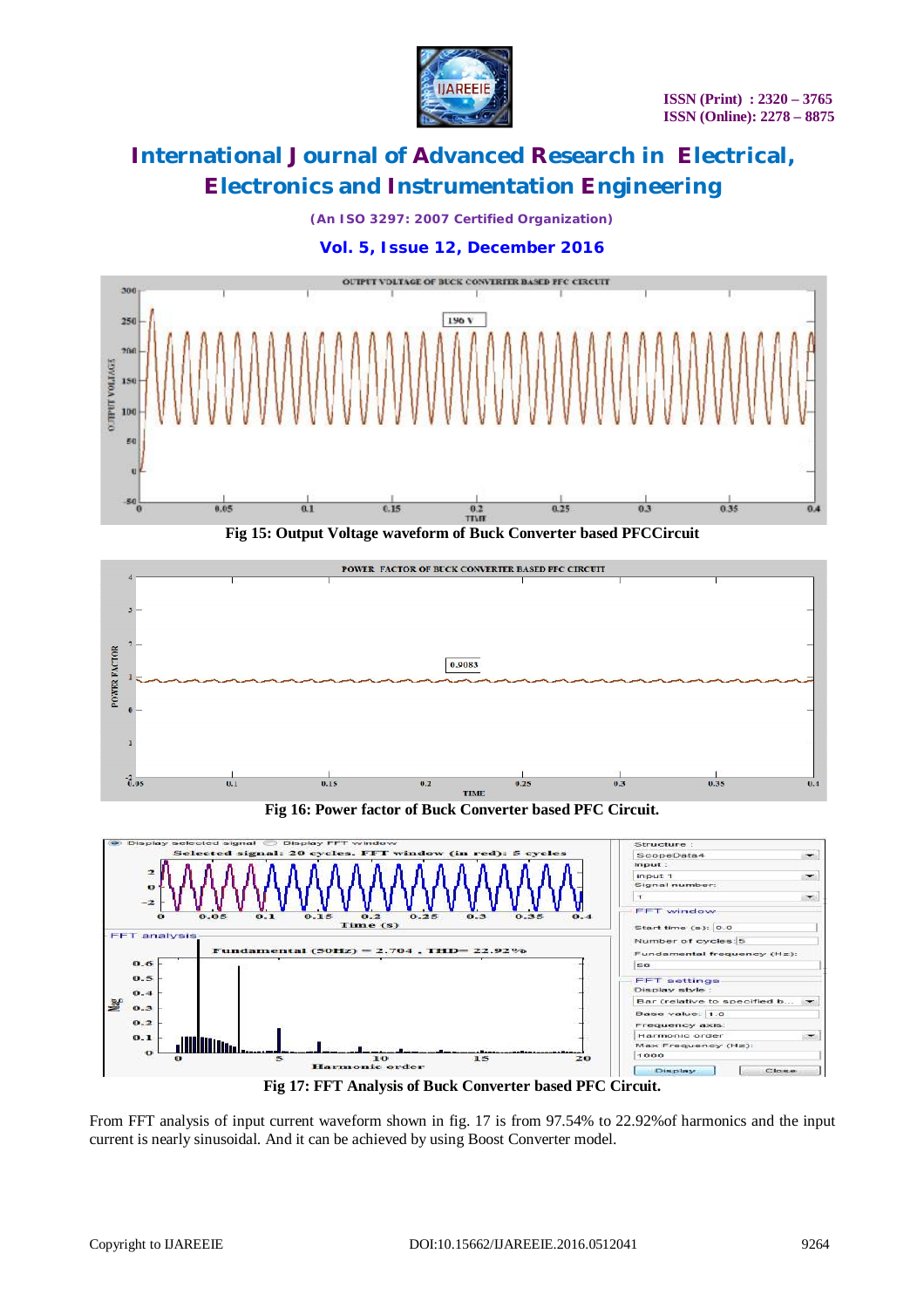Fig 15: Output Voltage waveform of Buck Converter based PFCCircuit

Fig 16: Power factor of Buck Converter based PFC Circuit.

Fig 17: FFT Analysis of Buck Converter based PFC Circuit.

From FFT analysis of input current waveform shown in fig. 17 is from 97.54% to 22.92%of harmonics and the input current is nearly sinusoidal. And it can be achieved by using Boost Converter model.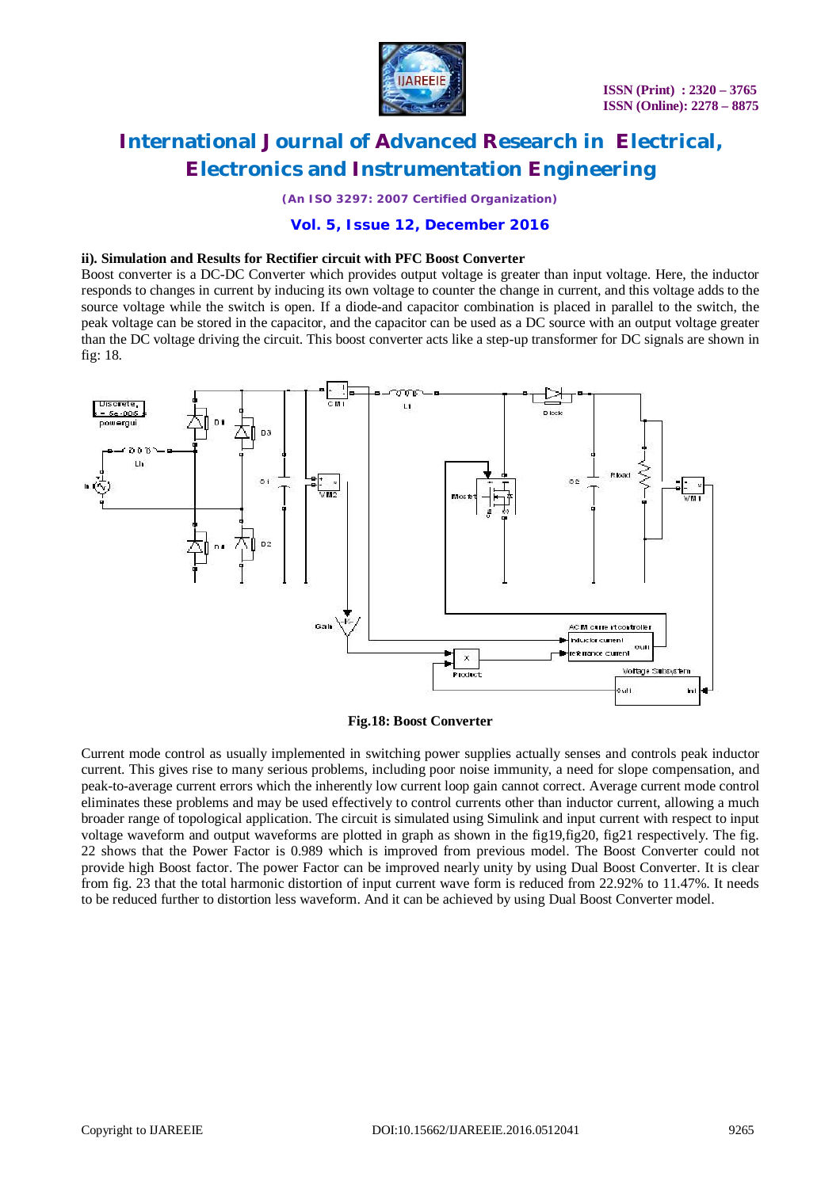#### ii). Simulation and Results for Rectifier circuit with PFC Boost Converter

Boost converter is a DC-DC Converter which provides output voltage is greater than input voltage. Here, the inductor responds to changes in current by inducing its own voltage to counter the change in current, and this voltage adds to the source voltage while the switch is open. If a diode-and capacitor combination is placed in parallel to the switch, the peak voltage can be stored in the capacitor, and the capacitor can be used as a DC source with an output voltage greater than the DC voltage driving the circuit. This boost converter acts like a step-up transformer for DC signals are shown in fig: 18.

**Fig.18: Boost Converter**

Current mode control as usually implemented in switching power supplies actually senses and controls peak inductor current. This gives rise to many serious problems, including poor noise immunity, a need for slope compensation, and peak-to-average current errors which the inherently low current loop gain cannot correct. Average current mode control eliminates these problems and may be used effectively to control currents other than inductor current, allowing a much broader range of topological application. The circuit is simulated using Simulink and input current with respect to input voltage waveform and output waveforms are plotted in graph as shown in the fig19,fig20, fig21 respectively. The fig. 22 shows that the Power Factor is 0.989 which is improved from previous model. The Boost Converter could not provide high Boost factor. The power Factor can be improved nearly unity by using Dual Boost Converter. It is clear from fig. 23 that the total harmonic distortion of input current wave form is reduced from 22.92% to 11.47%. It needs to be reduced further to distortion less waveform. And it can be achieved by using Dual Boost Converter model.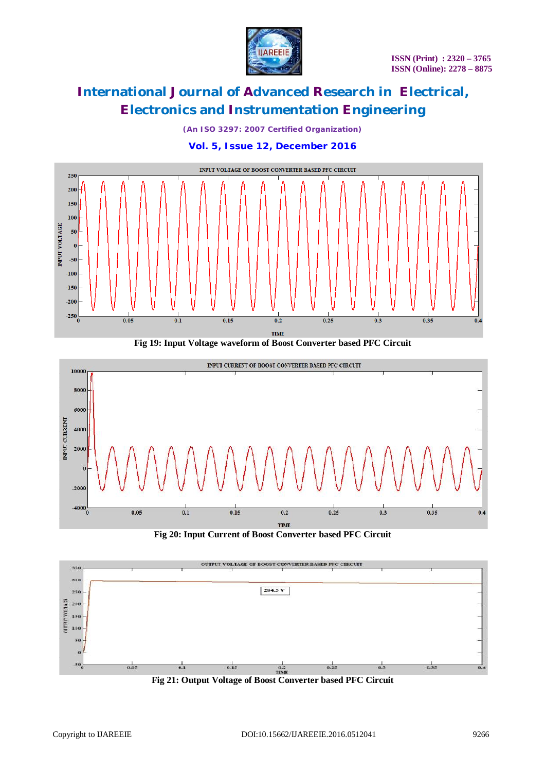Fig 19: Input Voltage waveform of Boost Converter based PFC Circuit

Fig 20: Input Current of Boost Converter based PFC Circuit

Fig 21: Output Voltage of Boost Converter based PFC Circuit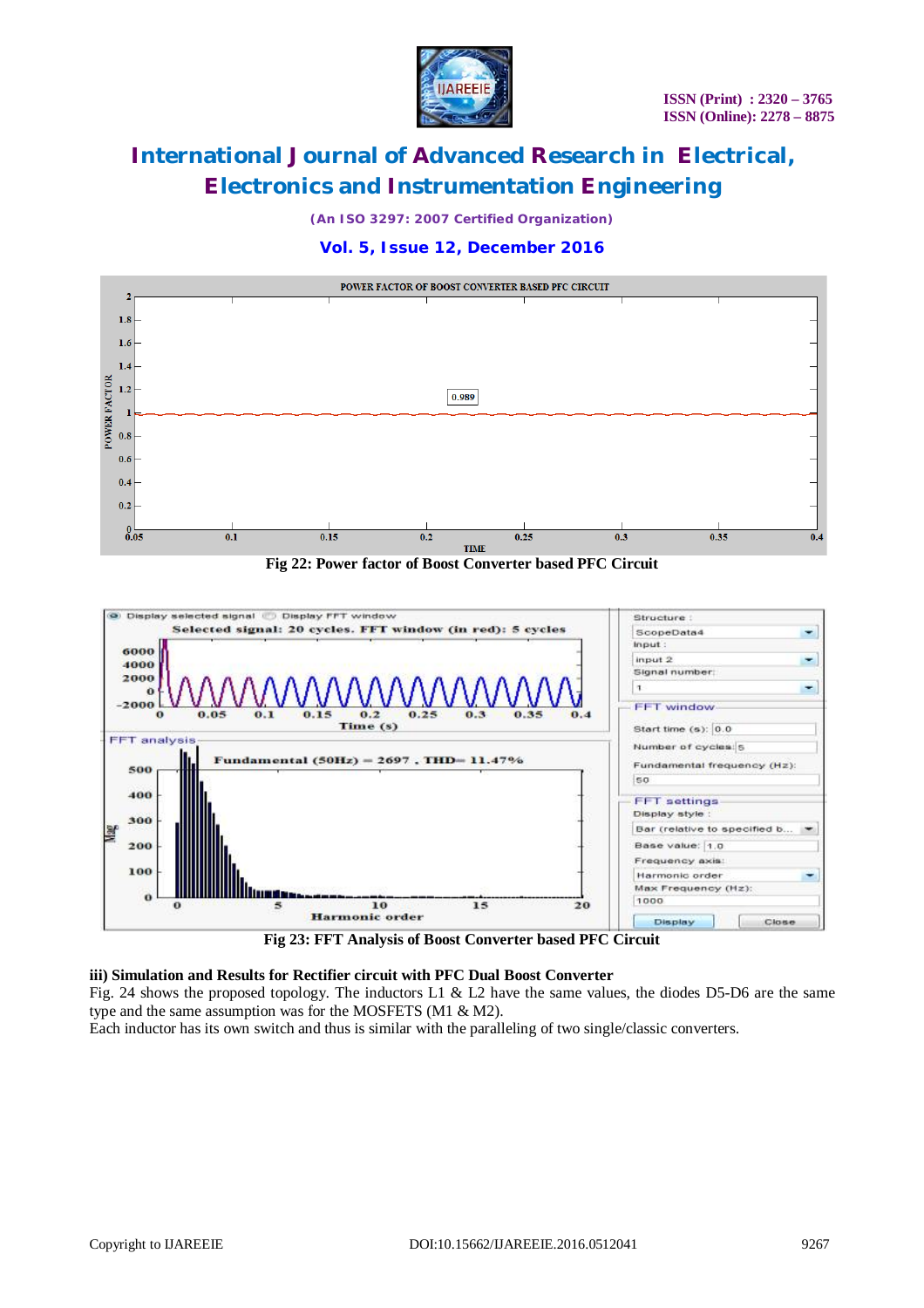Fig 22: Power factor of Boost Converter based PFC Circuit

Fig 23: FFT Analysis of Boost Converter based PFC Circuit

**iii) Simulation and Results for Rectifier circuit with PFC Dual Boost Converter**

Fig. 24 shows the proposed topology. The inductors L1 & L2 have the same values, the diodes D5-D6 are the same type and the same assumption was for the MOSFETS (M1 & M2).

Each inductor has its own switch and thus is similar with the paralleling of two single/classic converters.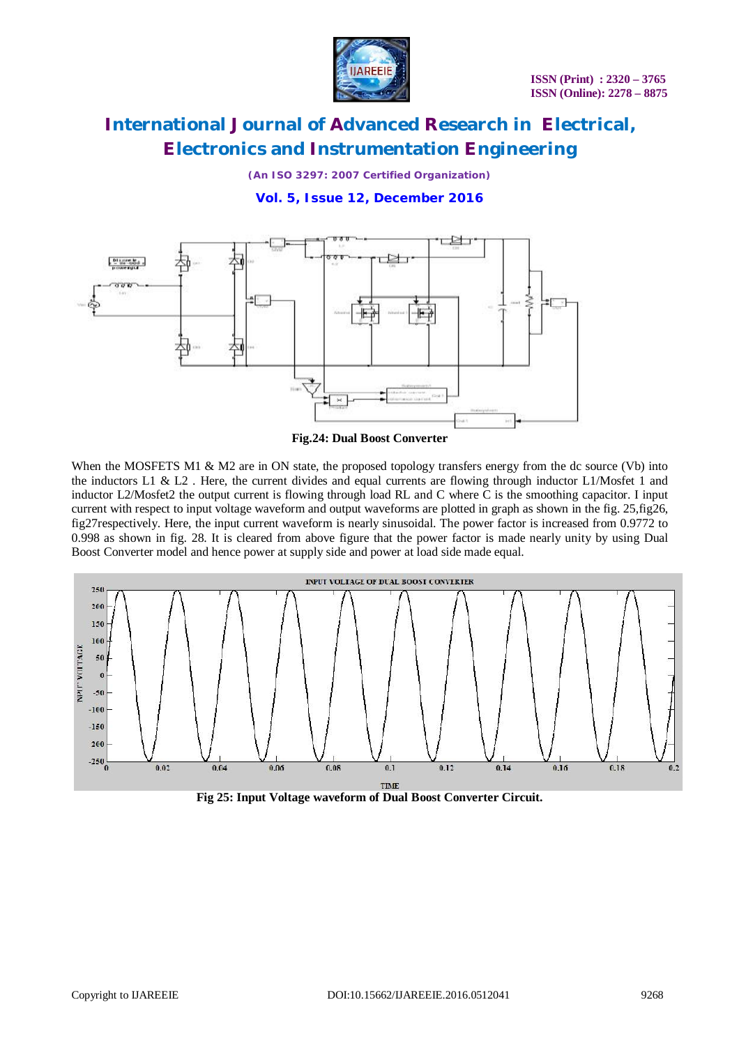Fig.24: Dual Boost Converter

When the MOSFETS M1 & M2 are in ON state, the proposed topology transfers energy from the dc source (Vb) into the inductors L1 & L2 . Here, the current divides and equal currents are flowing through inductor L1/Mosfet 1 and inductor L2/Mosfet2 the output current is flowing through load RL and C where C is the smoothing capacitor. I input current with respect to input voltage waveform and output waveforms are plotted in graph as shown in the fig. 25,fig26, fig27respectively. Here, the input current waveform is nearly sinusoidal. The power factor is increased from 0.9772 to 0.998 as shown in fig. 28. It is cleared from above figure that the power factor is made nearly unity by using Dual Boost Converter model and hence power at supply side and power at load side made equal.

Fig 25: Input Voltage waveform of Dual Boost Converter Circuit.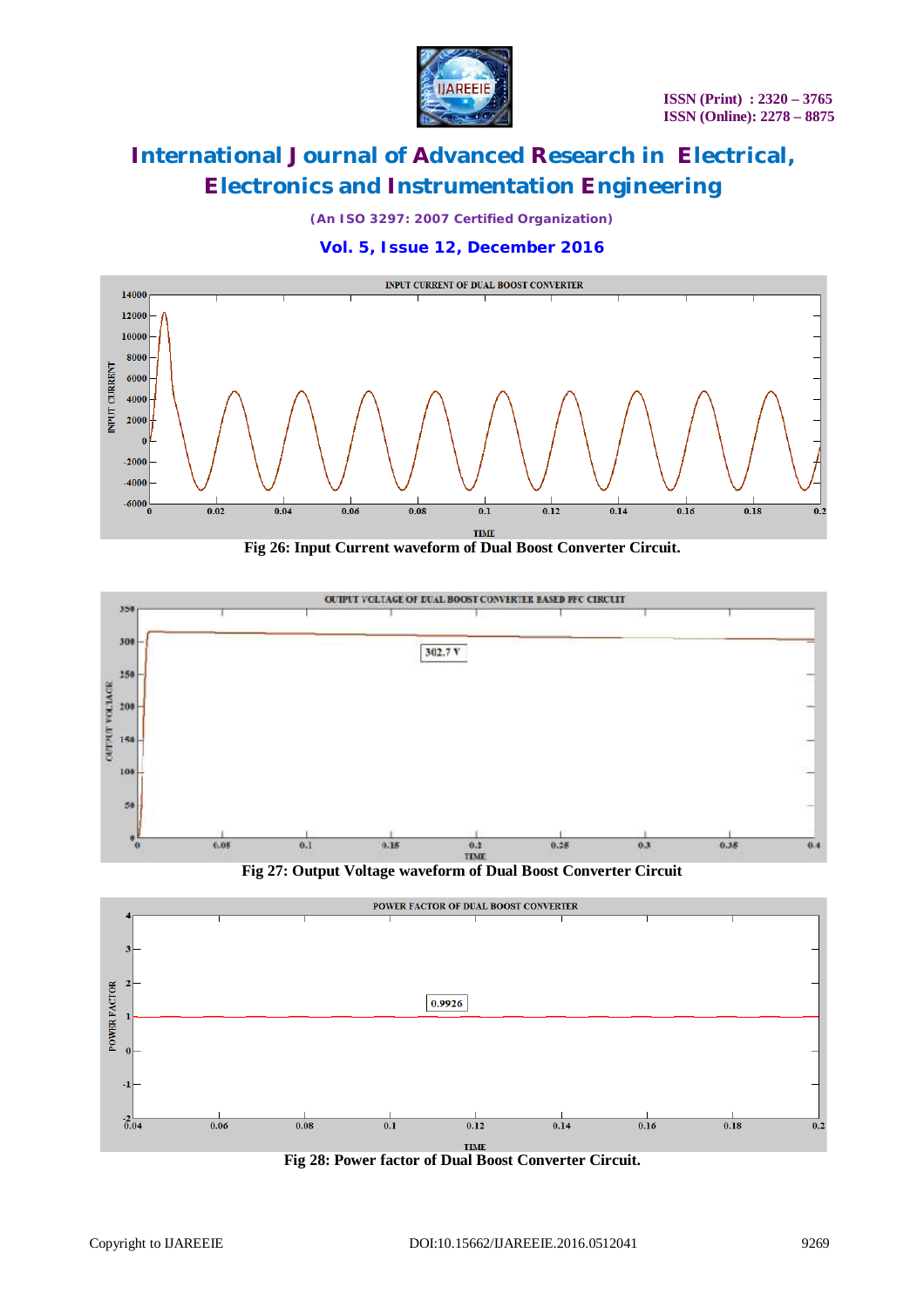Fig 26: Input Current waveform of Dual Boost Converter Circuit.

Fig 27: Output Voltage waveform of Dual Boost Converter Circuit

Fig 28: Power factor of Dual Boost Converter Circuit.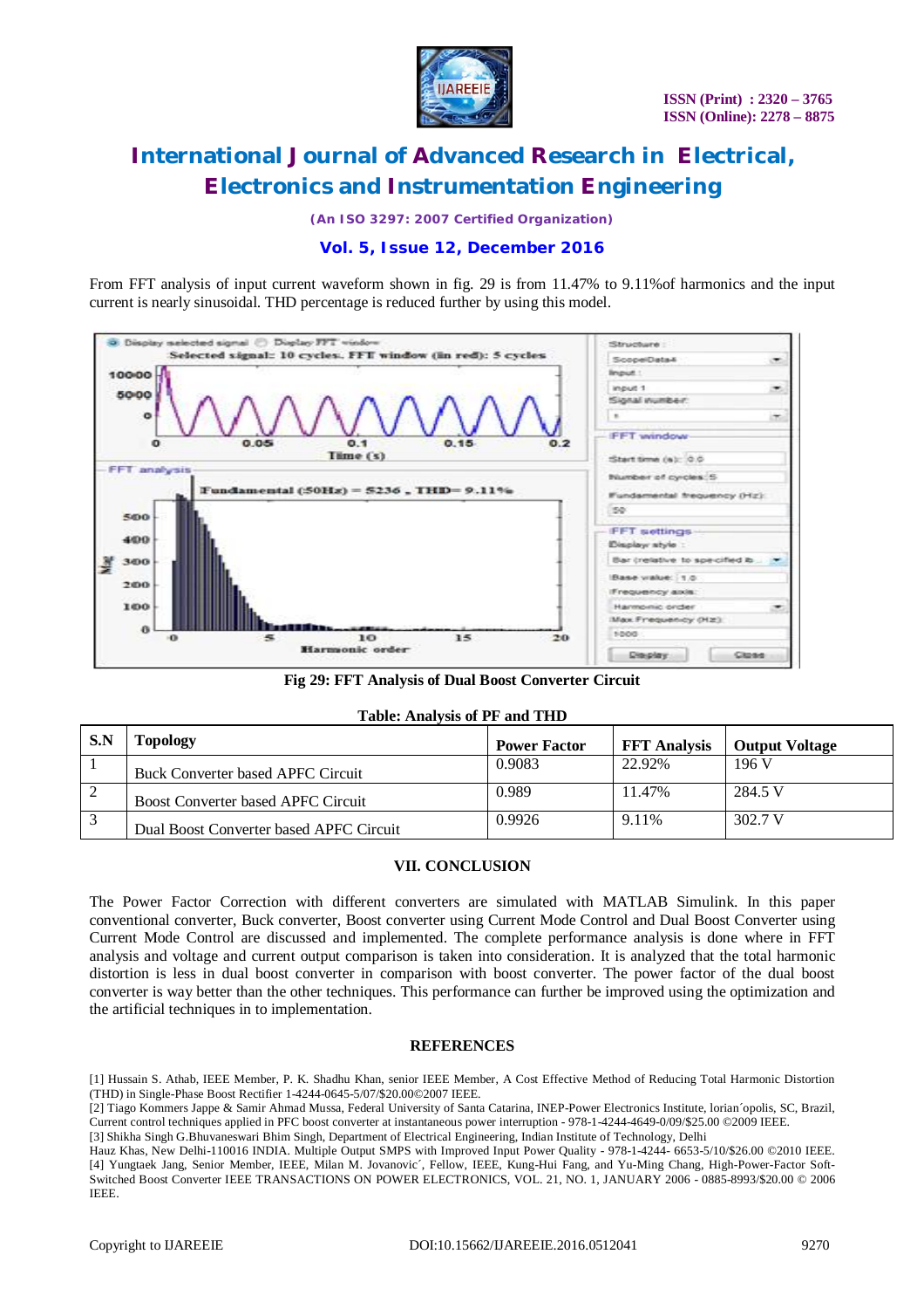From FFT analysis of input current waveform shown in fig. 29 is from 11.47% to 9.11%of harmonics and the input current is nearly sinusoidal. THD percentage is reduced further by using this model.

Fig 29: FFT Analysis of Dual Boost Converter Circuit

**Table: Analysis of PF and THD**

| S.N | Topology | Power Factor | FFT Analysis | Output Voltage |
|---|---|---|---|---|
| 1 | Buck Converter based APFC Circuit | 0.9083 | 22.92% | 196 V |
| 2 | Boost Converter based APFC Circuit | 0.989 | 11.47% | 284.5 V |
| 3 | Dual Boost Converter based APFC Circuit | 0.9926 | 9.11% | 302.7 V |

## VII. CONCLUSION

The Power Factor Correction with different converters are simulated with MATLAB Simulink. In this paper conventional converter, Buck converter, Boost converter using Current Mode Control and Dual Boost Converter using Current Mode Control are discussed and implemented. The complete performance analysis is done where in FFT analysis and voltage and current output comparison is taken into consideration. It is analyzed that the total harmonic distortion is less in dual boost converter in comparison with boost converter. The power factor of the dual boost converter is way better than the other techniques. This performance can further be improved using the optimization and the artificial techniques in to implementation.

## REFERENCES

[1] Hussain S. Athab, IEEE Member, P. K. Shadhu Khan, senior IEEE Member, A Cost Effective Method of Reducing Total Harmonic Distortion (THD) in Single-Phase Boost Rectifier 1-4244-0645-5/07/$20.00©2007 IEEE.

[2] Tiago Kommers Jappe & Samir Ahmad Mussa, Federal University of Santa Catarina, INEP-Power Electronics Institute, lorian´opolis, SC, Brazil, Current control techniques applied in PFC boost converter at instantaneous power interruption - 978-1-4244-4649-0/09/$25.00 ©2009 IEEE.

[3] Shikha Singh G.Bhuvaneswari Bhim Singh, Department of Electrical Engineering, Indian Institute of Technology, Delhi Hauz Khas, New Delhi-110016 INDIA. Multiple Output SMPS with Improved Input Power Quality - 978-1-4244- 6653-5/10/$26.00 ©2010 IEEE.

[4] Yungtaek Jang, Senior Member, IEEE, Milan M. Jovanovic´, Fellow, IEEE, Kung-Hui Fang, and Yu-Ming Chang, High-Power-Factor Soft-Switched Boost Converter IEEE TRANSACTIONS ON POWER ELECTRONICS, VOL. 21, NO. 1, JANUARY 2006 - 0885-8993/$20.00 © 2006 IEEE.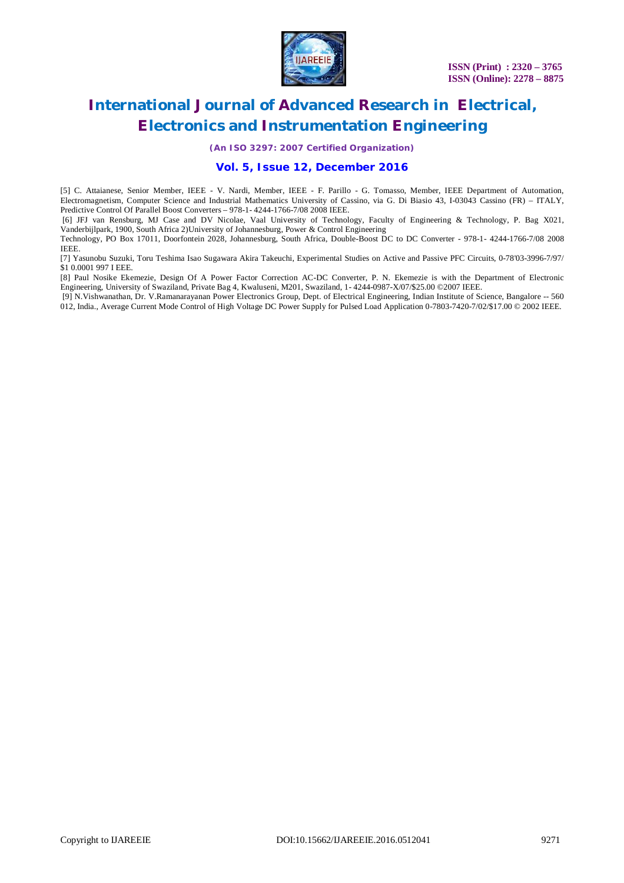[5] C. Attaianese, Senior Member, IEEE - V. Nardi, Member, IEEE - F. Parillo - G. Tomasso, Member, IEEE Department of Automation, Electromagnetism, Computer Science and Industrial Mathematics University of Cassino, via G. Di Biasio 43, I-03043 Cassino (FR) – ITALY, Predictive Control Of Parallel Boost Converters – 978-1- 4244-1766-7/08 2008 IEEE.

[6] JFJ van Rensburg, MJ Case and DV Nicolae, Vaal University of Technology, Faculty of Engineering & Technology, P. Bag X021, Vanderbijlpark, 1900, South Africa 2)University of Johannesburg, Power & Control Engineering

Technology, PO Box 17011, Doorfontein 2028, Johannesburg, South Africa, Double-Boost DC to DC Converter - 978-1- 4244-1766-7/08 2008 IEEE.

[7] Yasunobu Suzuki, Toru Teshima Isao Sugawara Akira Takeuchi, Experimental Studies on Active and Passive PFC Circuits, 0-78'03-3996-7/97/ $1 0.0001 997 I EEE.

[8] Paul Nosike Ekemezie, Design Of A Power Factor Correction AC-DC Converter, P. N. Ekemezie is with the Department of Electronic Engineering, University of Swaziland, Private Bag 4, Kwaluseni, M201, Swaziland, 1- 4244-0987-X/07/$25.00 ©2007 IEEE.

[9] N.Vishwanathan, Dr. V.Ramanarayanan Power Electronics Group, Dept. of Electrical Engineering, Indian Institute of Science, Bangalore -- 560 012, India., Average Current Mode Control of High Voltage DC Power Supply for Pulsed Load Application 0-7803-7420-7/02/$17.00 © 2002 IEEE.